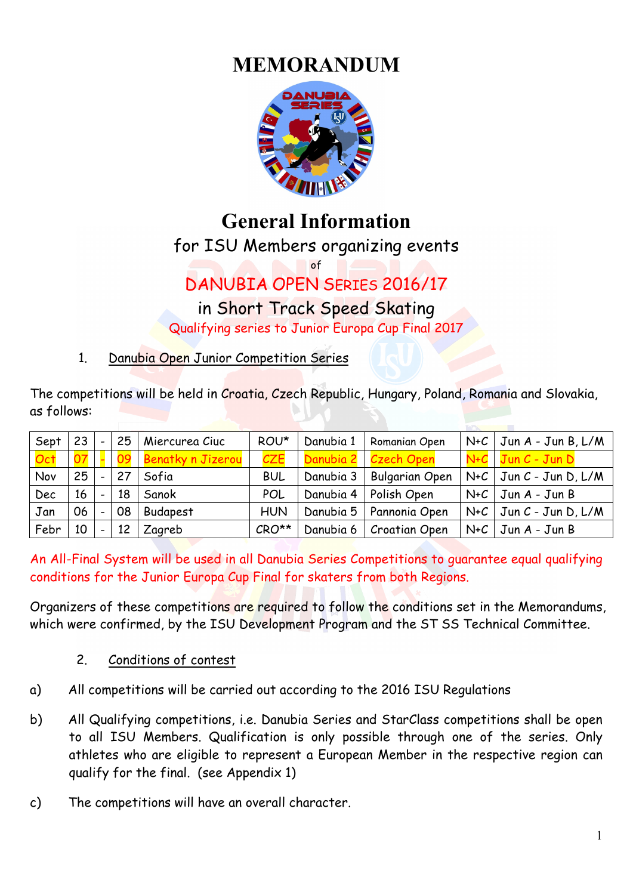# MEMORANDUM

# General Information

for ISU Members organizing events

of

DANUBIA OPEN SERIES 2016/17

in Short Track Speed Skating

Qualifying series to Junior Europa Cup Final 2017

1. Danubia Open Junior Competition Series

The competitions will be held in Croatia, Czech Republic, Hungary, Poland, Romania and Slovakia, as follows:

| | | | | | | | | | |
|---|---|---|---|---|---|---|---|---|---|
| Sept | 23 | - | 25 | Miercurea Ciuc | ROU* | Danubia 1 | Romanian Open | N+C | Jun A - Jun B, L/M |
| Oct | 07 | - | 09 | Benatky n Jizerou | CZE | Danubia 2 | Czech Open | N+C | Jun C - Jun D |
| Nov | 25 | - | 27 | Sofia | BUL | Danubia 3 | Bulgarian Open | N+C | Jun C - Jun D, L/M |
| Dec | 16 | - | 18 | Sanok | POL | Danubia 4 | Polish Open | N+C | Jun A - Jun B |
| Jan | 06 | - | 08 | Budapest | HUN | Danubia 5 | Pannonia Open | N+C | Jun C - Jun D, L/M |
| Febr | 10 | - | 12 | Zagreb | CRO** | Danubia 6 | Croatian Open | N+C | Jun A - Jun B |

An All-Final System will be used in all Danubia Series Competitions to guarantee equal qualifying conditions for the Junior Europa Cup Final for skaters from both Regions.

Organizers of these competitions are required to follow the conditions set in the Memorandums, which were confirmed, by the ISU Development Program and the ST SS Technical Committee.

2. Conditions of contest

a) All competitions will be carried out according to the 2016 ISU Regulations

b) All Qualifying competitions, i.e. Danubia Series and StarClass competitions shall be open to all ISU Members. Qualification is only possible through one of the series. Only athletes who are eligible to represent a European Member in the respective region can qualify for the final. (see Appendix 1)

c) The competitions will have an overall character.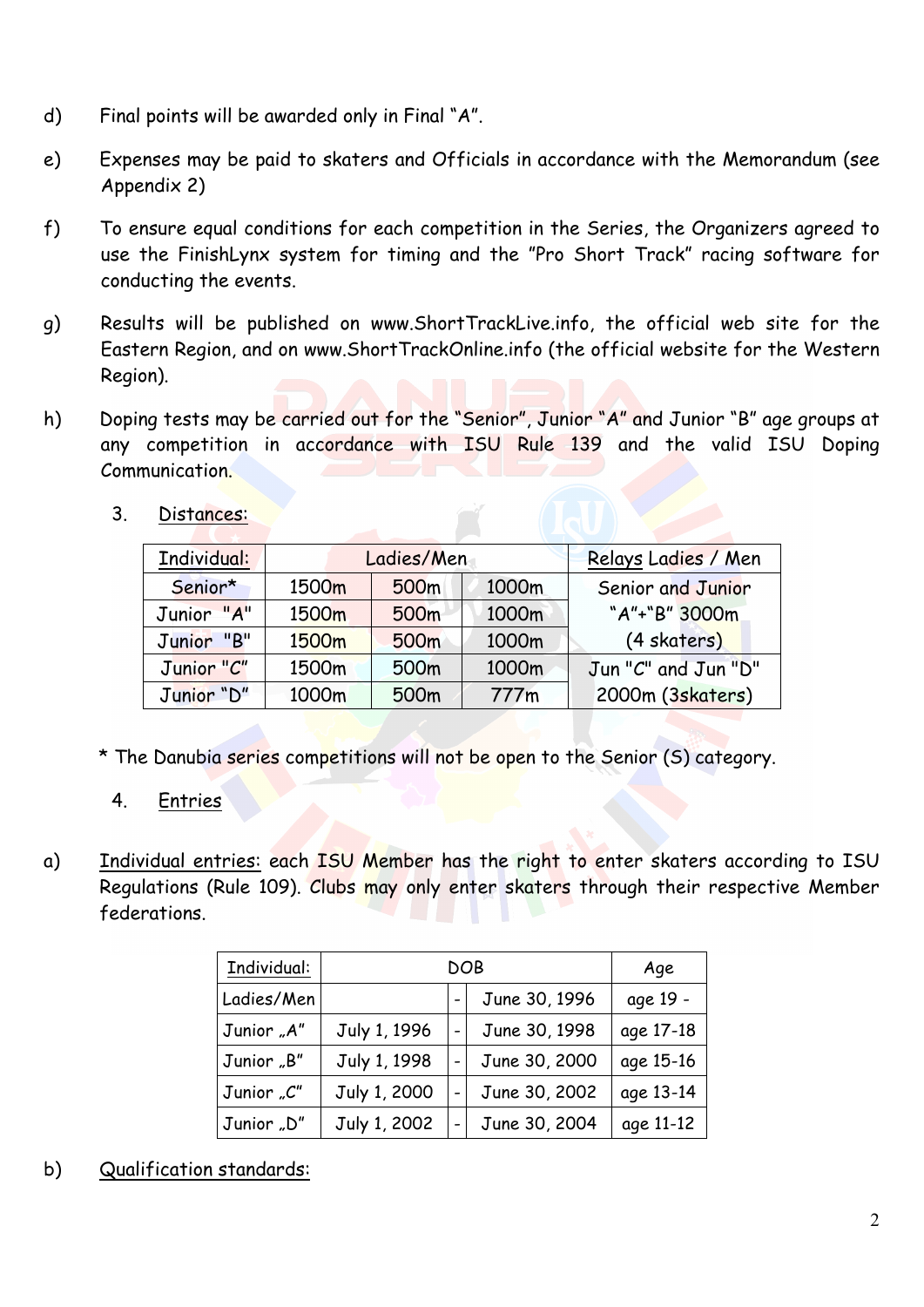d) Final points will be awarded only in Final "A".

e) Expenses may be paid to skaters and Officials in accordance with the Memorandum (see Appendix 2)

f) To ensure equal conditions for each competition in the Series, the Organizers agreed to use the FinishLynx system for timing and the "Pro Short Track" racing software for conducting the events.

g) Results will be published on www.ShortTrackLive.info, the official web site for the Eastern Region, and on www.ShortTrackOnline.info (the official website for the Western Region).

h) Doping tests may be carried out for the "Senior", Junior "A" and Junior "B" age groups at any competition in accordance with ISU Rule 139 and the valid ISU Doping Communication.

3. Distances:

| Individual: | Ladies/Men | | | Relays Ladies / Men |
|---|---|---|---|---|
| Senior* | 1500m | 500m | 1000m | Senior and Junior "A"+"B" 3000m (4 skaters) |
| Junior "A" | 1500m | 500m | 1000m | |
| Junior "B" | 1500m | 500m | 1000m | |
| Junior "C" | 1500m | 500m | 1000m | Jun "C" and Jun "D" 2000m (3skaters) |
| Junior "D" | 1000m | 500m | 777m | |

* The Danubia series competitions will not be open to the Senior (S) category.

4. Entries

a) Individual entries: each ISU Member has the right to enter skaters according to ISU Regulations (Rule 109). Clubs may only enter skaters through their respective Member federations.

| Individual: | DOB | | | Age |
|---|---|---|---|---|
| Ladies/Men | | - | June 30, 1996 | age 19 - |
| Junior „A" | July 1, 1996 | - | June 30, 1998 | age 17-18 |
| Junior „B" | July 1, 1998 | - | June 30, 2000 | age 15-16 |
| Junior „C" | July 1, 2000 | - | June 30, 2002 | age 13-14 |
| Junior „D" | July 1, 2002 | - | June 30, 2004 | age 11-12 |

b) Qualification standards: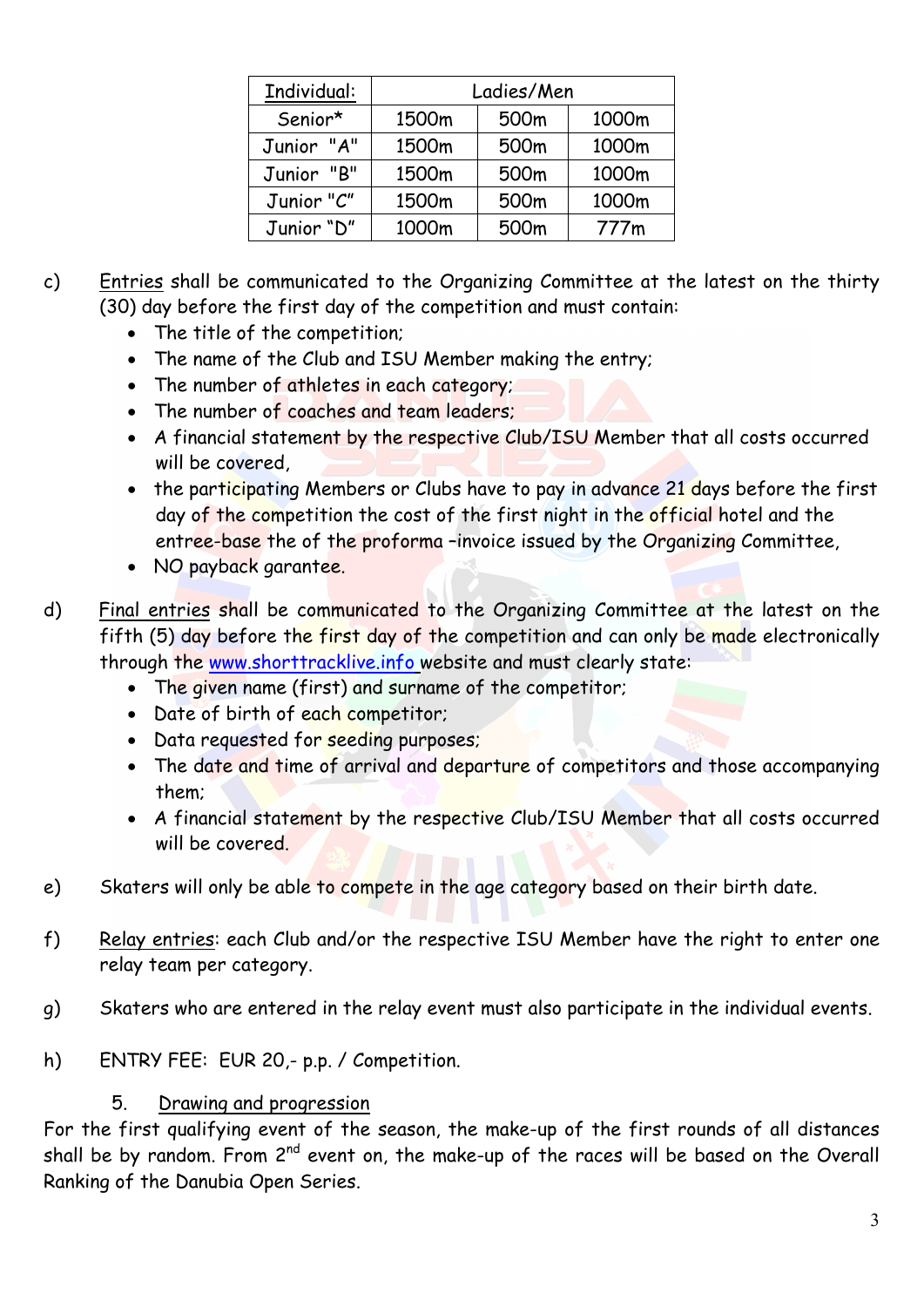| Individual: | Ladies/Men | | |
|---|---|---|---|
| Senior* | 1500m | 500m | 1000m |
| Junior "A" | 1500m | 500m | 1000m |
| Junior "B" | 1500m | 500m | 1000m |
| Junior "C" | 1500m | 500m | 1000m |
| Junior "D" | 1000m | 500m | 777m |

c) Entries shall be communicated to the Organizing Committee at the latest on the thirty (30) day before the first day of the competition and must contain:
- The title of the competition;
- The name of the Club and ISU Member making the entry;
- The number of athletes in each category;
- The number of coaches and team leaders;
- A financial statement by the respective Club/ISU Member that all costs occurred will be covered,
- the participating Members or Clubs have to pay in advance 21 days before the first day of the competition the cost of the first night in the official hotel and the entree-base the of the proforma –invoice issued by the Organizing Committee,
- NO payback garantee.

d) Final entries shall be communicated to the Organizing Committee at the latest on the fifth (5) day before the first day of the competition and can only be made electronically through the www.shorttracklive.info website and must clearly state:
- The given name (first) and surname of the competitor;
- Date of birth of each competitor;
- Data requested for seeding purposes;
- The date and time of arrival and departure of competitors and those accompanying them;
- A financial statement by the respective Club/ISU Member that all costs occurred will be covered.

e) Skaters will only be able to compete in the age category based on their birth date.

f) Relay entries: each Club and/or the respective ISU Member have the right to enter one relay team per category.

g) Skaters who are entered in the relay event must also participate in the individual events.

h) ENTRY FEE: EUR 20,- p.p. / Competition.

5. Drawing and progression

For the first qualifying event of the season, the make-up of the first rounds of all distances shall be by random. From 2nd event on, the make-up of the races will be based on the Overall Ranking of the Danubia Open Series.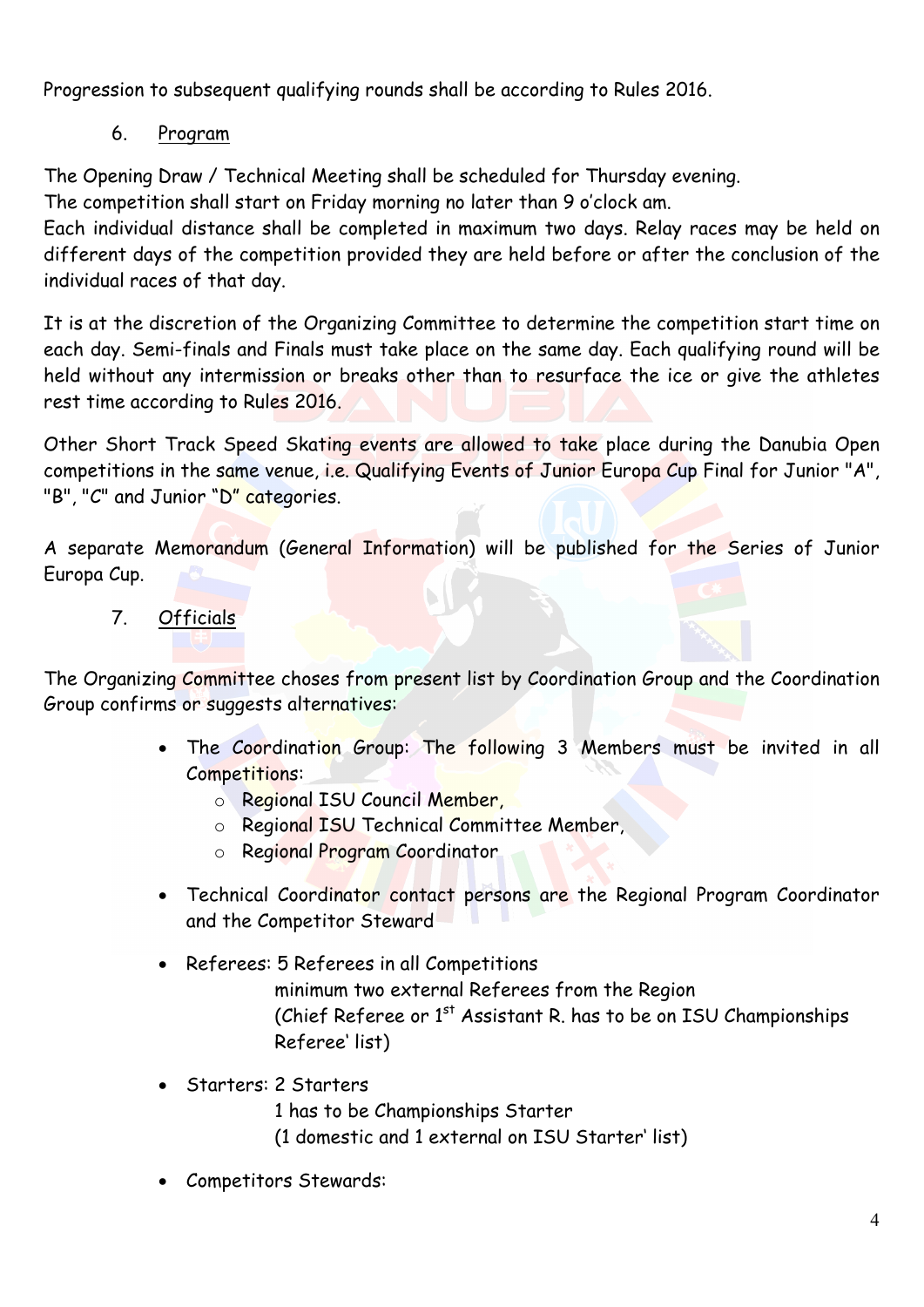Progression to subsequent qualifying rounds shall be according to Rules 2016.

## 6. Program

The Opening Draw / Technical Meeting shall be scheduled for Thursday evening.
The competition shall start on Friday morning no later than 9 o'clock am.
Each individual distance shall be completed in maximum two days. Relay races may be held on different days of the competition provided they are held before or after the conclusion of the individual races of that day.

It is at the discretion of the Organizing Committee to determine the competition start time on each day. Semi-finals and Finals must take place on the same day. Each qualifying round will be held without any intermission or breaks other than to resurface the ice or give the athletes rest time according to Rules 2016.

Other Short Track Speed Skating events are allowed to take place during the Danubia Open competitions in the same venue, i.e. Qualifying Events of Junior Europa Cup Final for Junior "A", "B", "C" and Junior "D" categories.

A separate Memorandum (General Information) will be published for the Series of Junior Europa Cup.

## 7. Officials

The Organizing Committee choses from present list by Coordination Group and the Coordination Group confirms or suggests alternatives:

- The Coordination Group: The following 3 Members must be invited in all Competitions:
  - Regional ISU Council Member,
  - Regional ISU Technical Committee Member,
  - Regional Program Coordinator
- Technical Coordinator contact persons are the Regional Program Coordinator and the Competitor Steward
- Referees: 5 Referees in all Competitions
  minimum two external Referees from the Region
  (Chief Referee or 1st Assistant R. has to be on ISU Championships Referee' list)
- Starters: 2 Starters
  1 has to be Championships Starter
  (1 domestic and 1 external on ISU Starter' list)
- Competitors Stewards: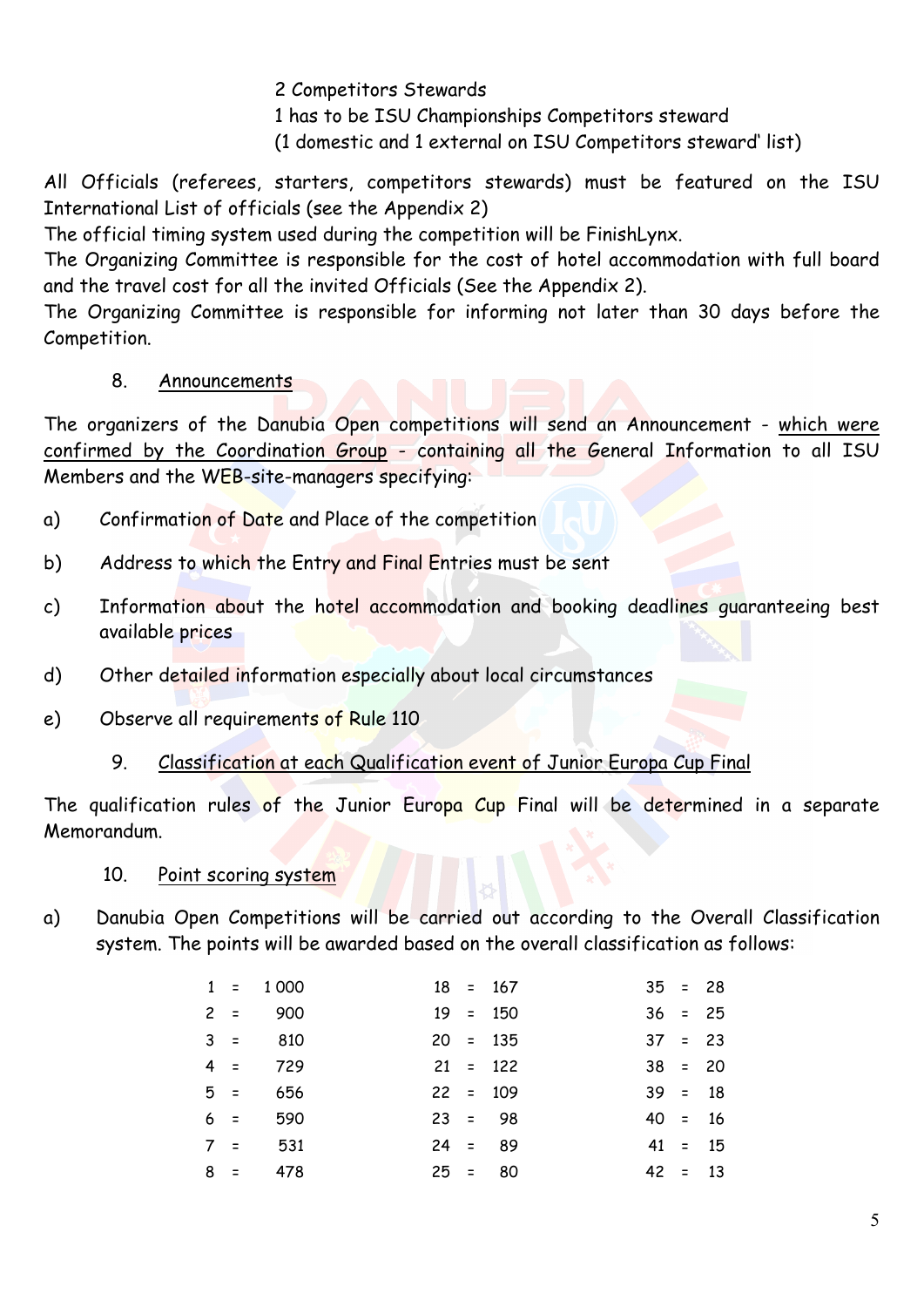2 Competitors Stewards
1 has to be ISU Championships Competitors steward
(1 domestic and 1 external on ISU Competitors steward' list)

All Officials (referees, starters, competitors stewards) must be featured on the ISU International List of officials (see the Appendix 2)
The official timing system used during the competition will be FinishLynx.
The Organizing Committee is responsible for the cost of hotel accommodation with full board and the travel cost for all the invited Officials (See the Appendix 2).
The Organizing Committee is responsible for informing not later than 30 days before the Competition.

8. Announcements

The organizers of the Danubia Open competitions will send an Announcement - which were confirmed by the Coordination Group - containing all the General Information to all ISU Members and the WEB-site-managers specifying:

a) Confirmation of Date and Place of the competition

b) Address to which the Entry and Final Entries must be sent

c) Information about the hotel accommodation and booking deadlines guaranteeing best available prices

d) Other detailed information especially about local circumstances

e) Observe all requirements of Rule 110

9. Classification at each Qualification event of Junior Europa Cup Final

The qualification rules of the Junior Europa Cup Final will be determined in a separate Memorandum.

10. Point scoring system

a) Danubia Open Competitions will be carried out according to the Overall Classification system. The points will be awarded based on the overall classification as follows:

| Place | | Points | Place | | Points | Place | | Points |
|---|---|---|---|---|---|---|---|---|
| 1 | = | 1 000 | 18 | = | 167 | 35 | = | 28 |
| 2 | = | 900 | 19 | = | 150 | 36 | = | 25 |
| 3 | = | 810 | 20 | = | 135 | 37 | = | 23 |
| 4 | = | 729 | 21 | = | 122 | 38 | = | 20 |
| 5 | = | 656 | 22 | = | 109 | 39 | = | 18 |
| 6 | = | 590 | 23 | = | 98 | 40 | = | 16 |
| 7 | = | 531 | 24 | = | 89 | 41 | = | 15 |
| 8 | = | 478 | 25 | = | 80 | 42 | = | 13 |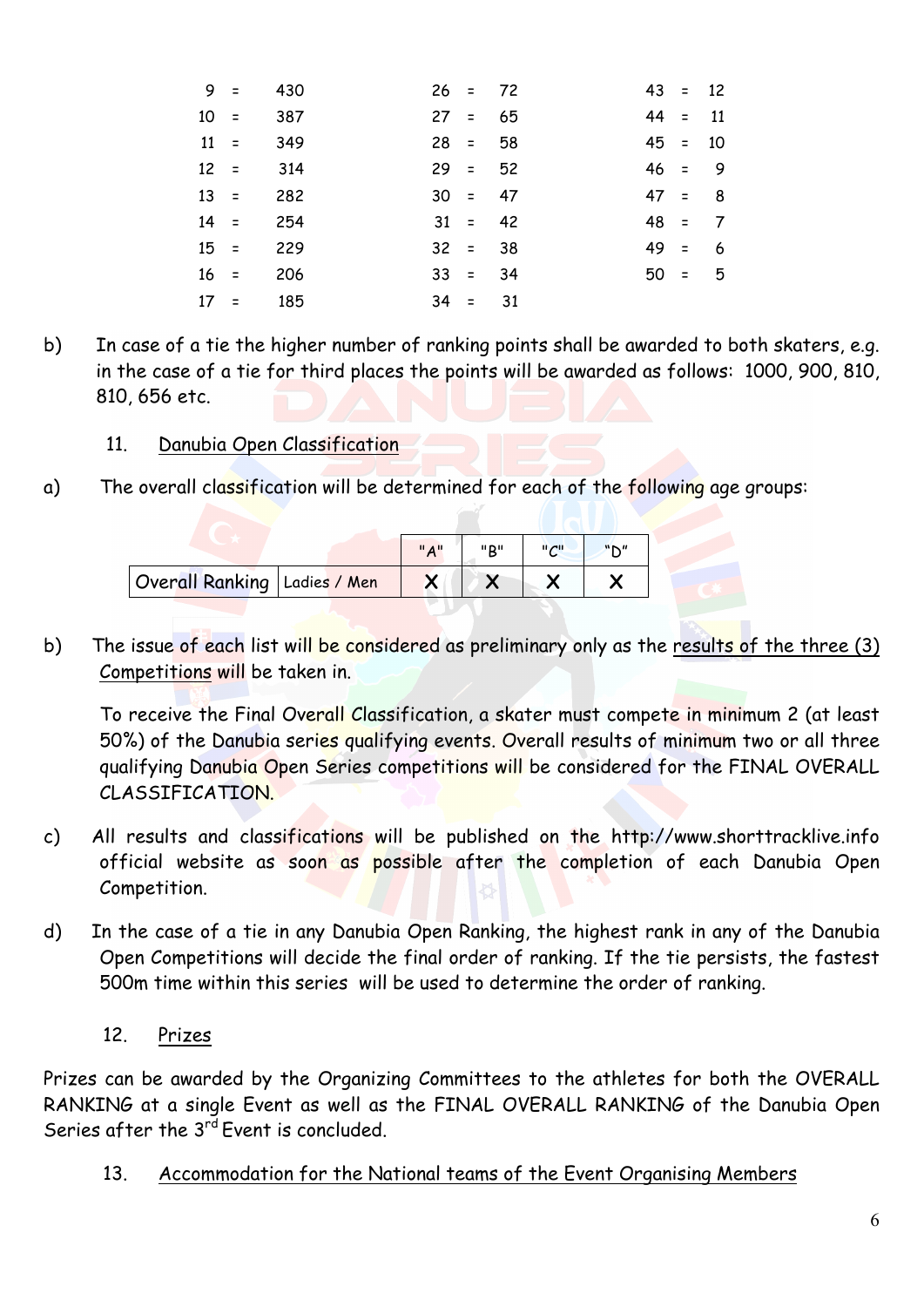| | | | | | | | | |
|---|---|---|---|---|---|---|---|---|
| 9 | = | 430 | 26 | = | 72 | 43 | = | 12 |
| 10 | = | 387 | 27 | = | 65 | 44 | = | 11 |
| 11 | = | 349 | 28 | = | 58 | 45 | = | 10 |
| 12 | = | 314 | 29 | = | 52 | 46 | = | 9 |
| 13 | = | 282 | 30 | = | 47 | 47 | = | 8 |
| 14 | = | 254 | 31 | = | 42 | 48 | = | 7 |
| 15 | = | 229 | 32 | = | 38 | 49 | = | 6 |
| 16 | = | 206 | 33 | = | 34 | 50 | = | 5 |
| 17 | = | 185 | 34 | = | 31 | | | |

b) In case of a tie the higher number of ranking points shall be awarded to both skaters, e.g. in the case of a tie for third places the points will be awarded as follows: 1000, 900, 810, 810, 656 etc.

### 11. Danubia Open Classification

a) The overall classification will be determined for each of the following age groups:

| | | "A" | "B" | "C" | "D" |
|---|---|---|---|---|---|
| Overall Ranking | Ladies / Men | X | X | X | X |

b) The issue of each list will be considered as preliminary only as the results of the three (3) Competitions will be taken in.

To receive the Final Overall Classification, a skater must compete in minimum 2 (at least 50%) of the Danubia series qualifying events. Overall results of minimum two or all three qualifying Danubia Open Series competitions will be considered for the FINAL OVERALL CLASSIFICATION.

c) All results and classifications will be published on the http://www.shorttracklive.info official website as soon as possible after the completion of each Danubia Open Competition.

d) In the case of a tie in any Danubia Open Ranking, the highest rank in any of the Danubia Open Competitions will decide the final order of ranking. If the tie persists, the fastest 500m time within this series will be used to determine the order of ranking.

### 12. Prizes

Prizes can be awarded by the Organizing Committees to the athletes for both the OVERALL RANKING at a single Event as well as the FINAL OVERALL RANKING of the Danubia Open Series after the 3rd Event is concluded.

### 13. Accommodation for the National teams of the Event Organising Members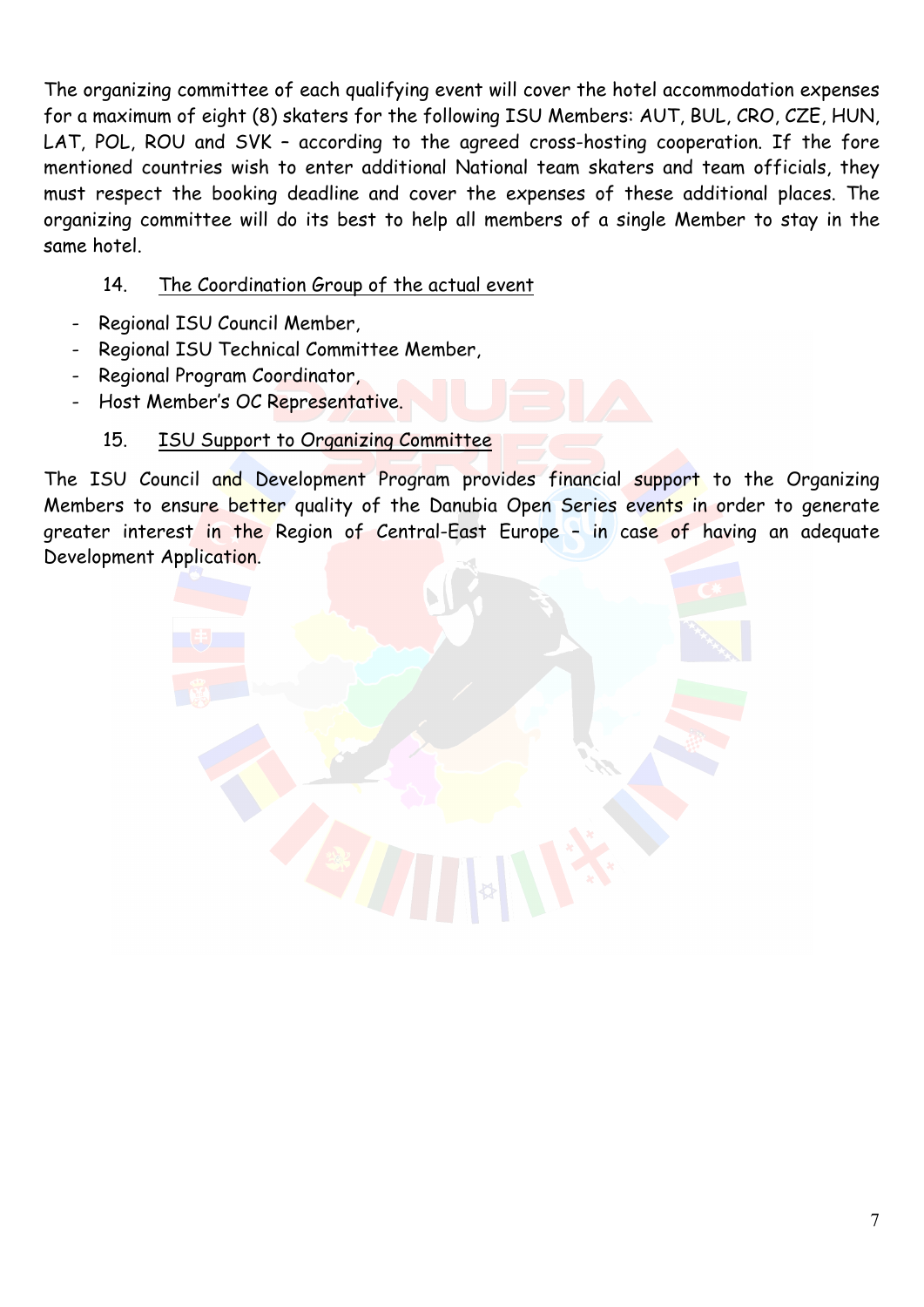The organizing committee of each qualifying event will cover the hotel accommodation expenses for a maximum of eight (8) skaters for the following ISU Members: AUT, BUL, CRO, CZE, HUN, LAT, POL, ROU and SVK – according to the agreed cross-hosting cooperation. If the fore mentioned countries wish to enter additional National team skaters and team officials, they must respect the booking deadline and cover the expenses of these additional places. The organizing committee will do its best to help all members of a single Member to stay in the same hotel.

## 14. The Coordination Group of the actual event

- Regional ISU Council Member,
- Regional ISU Technical Committee Member,
- Regional Program Coordinator,
- Host Member's OC Representative.

## 15. ISU Support to Organizing Committee

The ISU Council and Development Program provides financial support to the Organizing Members to ensure better quality of the Danubia Open Series events in order to generate greater interest in the Region of Central-East Europe – in case of having an adequate Development Application.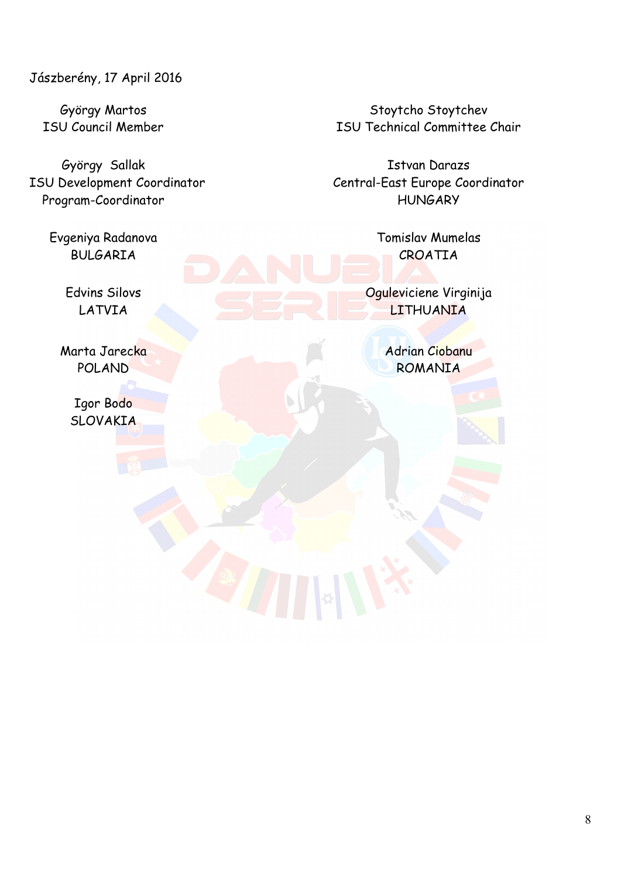Jászberény, 17 April 2016

György Martos
ISU Council Member

Stoytcho Stoytchev
ISU Technical Committee Chair

György Sallak
ISU Development Coordinator
Program-Coordinator

Istvan Darazs
Central-East Europe Coordinator
HUNGARY

Evgeniya Radanova
BULGARIA

Tomislav Mumelas
CROATIA

Edvins Silovs
LATVIA

Oguleviciene Virginija
LITHUANIA

Marta Jarecka
POLAND

Adrian Ciobanu
ROMANIA

Igor Bodo
SLOVAKIA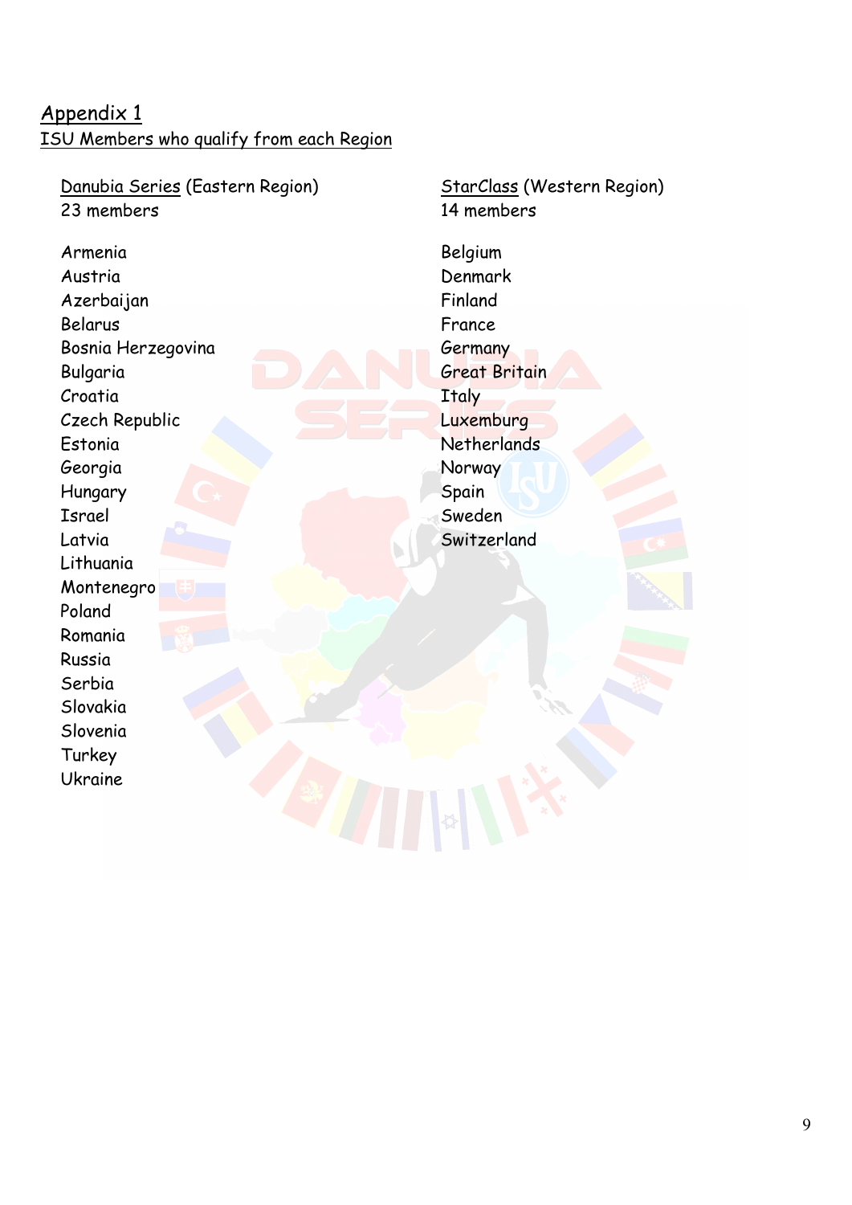## Appendix 1

### ISU Members who qualify from each Region

Danubia Series (Eastern Region)
23 members

- Armenia
- Austria
- Azerbaijan
- Belarus
- Bosnia Herzegovina
- Bulgaria
- Croatia
- Czech Republic
- Estonia
- Georgia
- Hungary
- Israel
- Latvia
- Lithuania
- Montenegro
- Poland
- Romania
- Russia
- Serbia
- Slovakia
- Slovenia
- Turkey
- Ukraine

StarClass (Western Region)
14 members

- Belgium
- Denmark
- Finland
- France
- Germany
- Great Britain
- Italy
- Luxemburg
- Netherlands
- Norway
- Spain
- Sweden
- Switzerland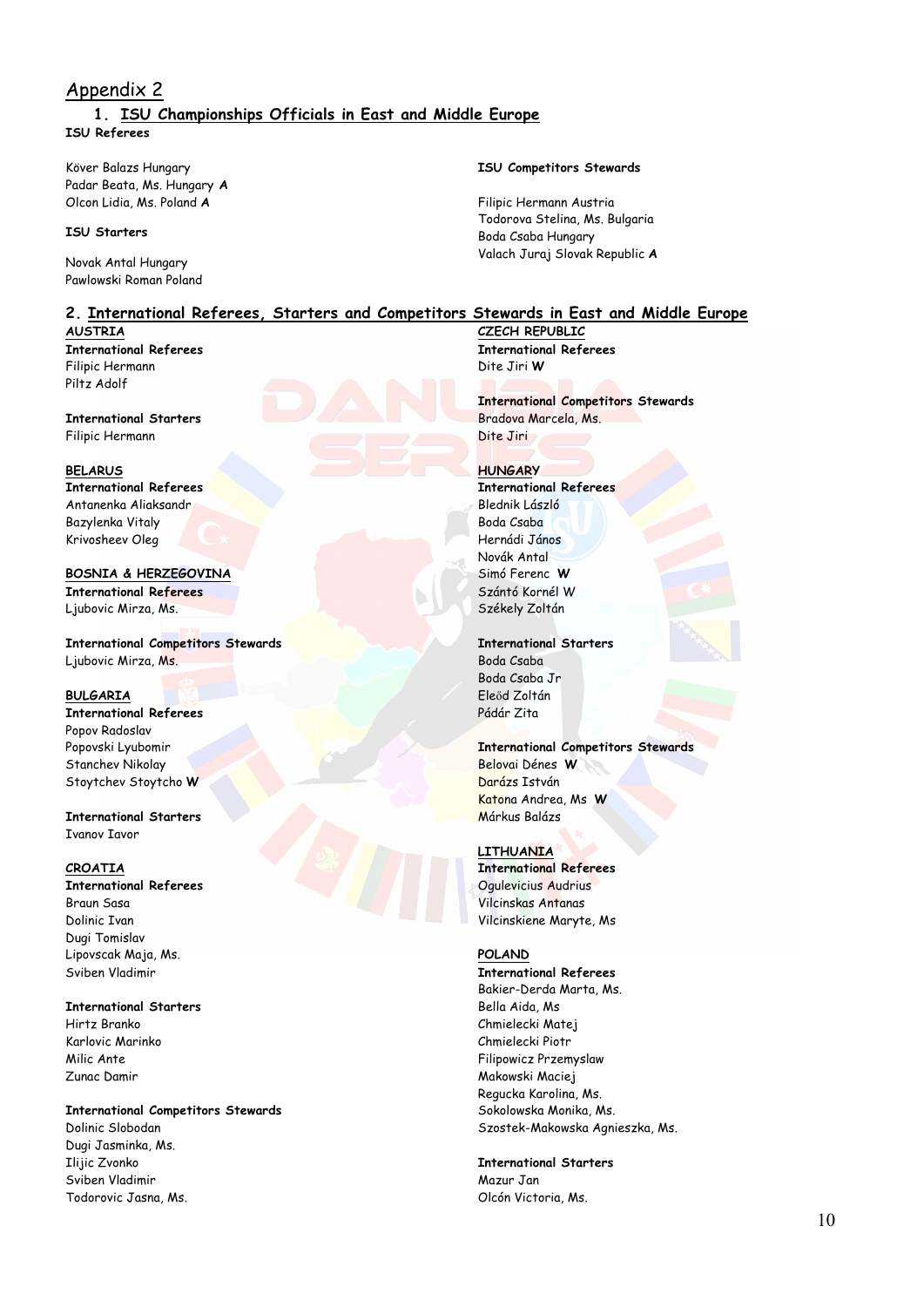## Appendix 2

### 1. ISU Championships Officials in East and Middle Europe

**ISU Referees**

Köver Balazs Hungary
Padar Beata, Ms. Hungary **A**
Olcon Lidia, Ms. Poland **A**

**ISU Starters**

Novak Antal Hungary
Pawlowski Roman Poland

**ISU Competitors Stewards**

Filipic Hermann Austria
Todorova Stelina, Ms. Bulgaria
Boda Csaba Hungary
Valach Juraj Slovak Republic **A**

### 2. International Referees, Starters and Competitors Stewards in East and Middle Europe

**AUSTRIA**

**International Referees**
Filipic Hermann
Piltz Adolf

**International Starters**
Filipic Hermann

**BELARUS**

**International Referees**
Antanenka Aliaksandr
Bazylenka Vitaly
Krivosheev Oleg

**BOSNIA & HERZEGOVINA**

**International Referees**
Ljubovic Mirza, Ms.

**International Competitors Stewards**
Ljubovic Mirza, Ms.

**BULGARIA**

**International Referees**
Popov Radoslav
Popovski Lyubomir
Stanchev Nikolay
Stoytchev Stoytcho **W**

**International Starters**
Ivanov Iavor

**CROATIA**

**International Referees**
Braun Sasa
Dolinic Ivan
Dugi Tomislav
Lipovscak Maja, Ms.
Sviben Vladimir

**International Starters**
Hirtz Branko
Karlovic Marinko
Milic Ante
Zunac Damir

**International Competitors Stewards**
Dolinic Slobodan
Dugi Jasminka, Ms.
Ilijic Zvonko
Sviben Vladimir
Todorovic Jasna, Ms.

**CZECH REPUBLIC**

**International Referees**
Dite Jiri **W**

**International Competitors Stewards**
Bradova Marcela, Ms.
Dite Jiri

**HUNGARY**

**International Referees**
Blednik László
Boda Csaba
Hernádi János
Novák Antal
Simó Ferenc **W**
Szántó Kornél W
Székely Zoltán

**International Starters**
Boda Csaba
Boda Csaba Jr
Eleőd Zoltán
Pádár Zita

**International Competitors Stewards**
Belovai Dénes **W**
Darázs István
Katona Andrea, Ms **W**
Márkus Balázs

**LITHUANIA**

**International Referees**
Ogulevicius Audrius
Vilcinskas Antanas
Vilcinskiene Maryte, Ms

**POLAND**

**International Referees**
Bakier-Derda Marta, Ms.
Bella Aida, Ms
Chmielecki Matej
Chmielecki Piotr
Filipowicz Przemyslaw
Makowski Maciej
Regucka Karolina, Ms.
Sokolowska Monika, Ms.
Szostek-Makowska Agnieszka, Ms.

**International Starters**
Mazur Jan
Olcón Victoria, Ms.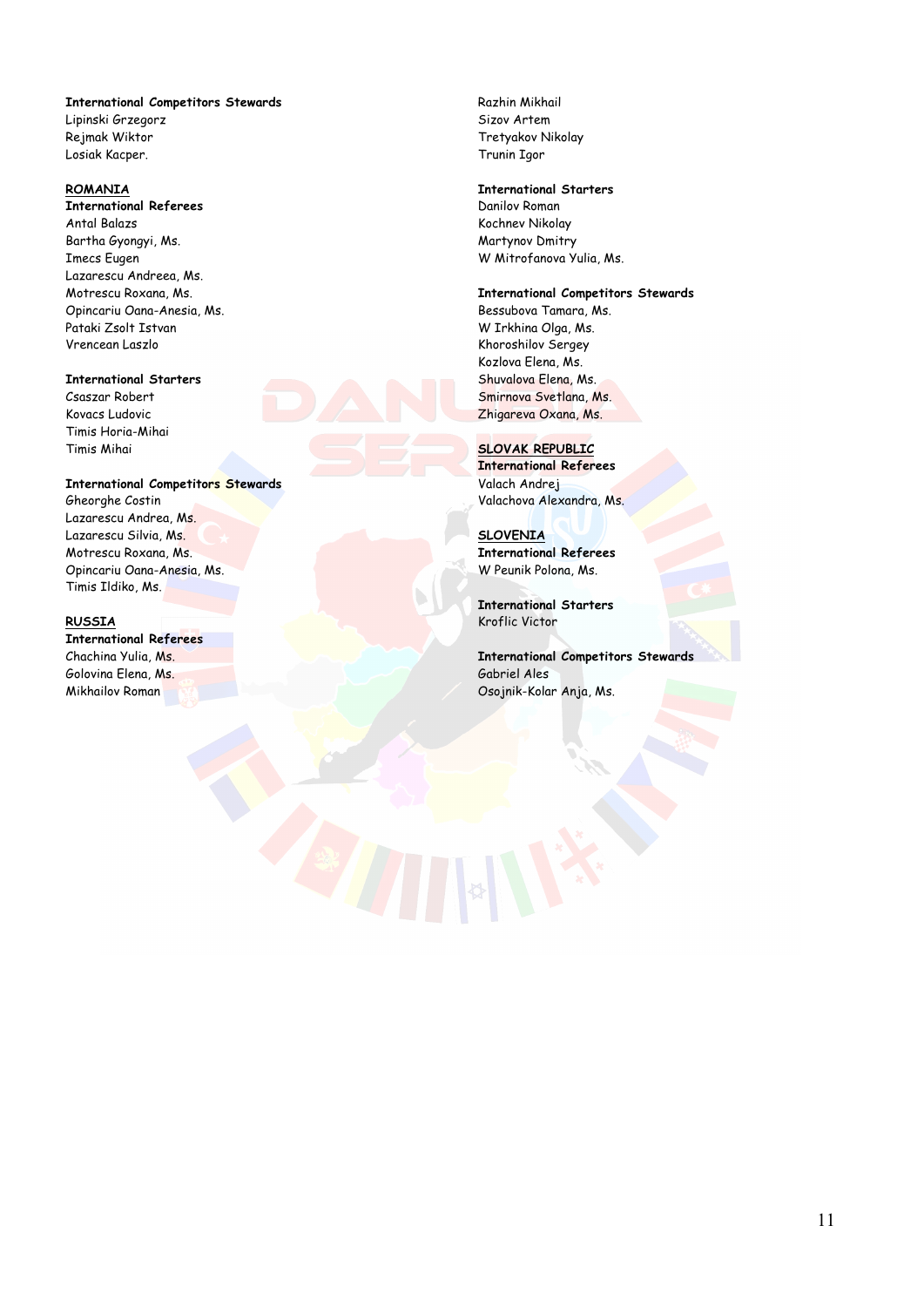**International Competitors Stewards**
Lipinski Grzegorz
Rejmak Wiktor
Losiak Kacper.

**ROMANIA**

**International Referees**
Antal Balazs
Bartha Gyongyi, Ms.
Imecs Eugen
Lazarescu Andreea, Ms.
Motrescu Roxana, Ms.
Opincariu Oana-Anesia, Ms.
Pataki Zsolt Istvan
Vrencean Laszlo

**International Starters**
Csaszar Robert
Kovacs Ludovic
Timis Horia-Mihai
Timis Mihai

**International Competitors Stewards**
Gheorghe Costin
Lazarescu Andrea, Ms.
Lazarescu Silvia, Ms.
Motrescu Roxana, Ms.
Opincariu Oana-Anesia, Ms.
Timis Ildiko, Ms.

**RUSSIA**

**International Referees**
Chachina Yulia, Ms.
Golovina Elena, Ms.
Mikhailov Roman
Razhin Mikhail
Sizov Artem
Tretyakov Nikolay
Trunin Igor

**International Starters**
Danilov Roman
Kochnev Nikolay
Martynov Dmitry
W Mitrofanova Yulia, Ms.

**International Competitors Stewards**
Bessubova Tamara, Ms.
W Irkhina Olga, Ms.
Khoroshilov Sergey
Kozlova Elena, Ms.
Shuvalova Elena, Ms.
Smirnova Svetlana, Ms.
Zhigareva Oxana, Ms.

**SLOVAK REPUBLIC**

**International Referees**
Valach Andrej
Valachova Alexandra, Ms.

**SLOVENIA**

**International Referees**
W Peunik Polona, Ms.

**International Starters**
Kroflic Victor

**International Competitors Stewards**
Gabriel Ales
Osojnik-Kolar Anja, Ms.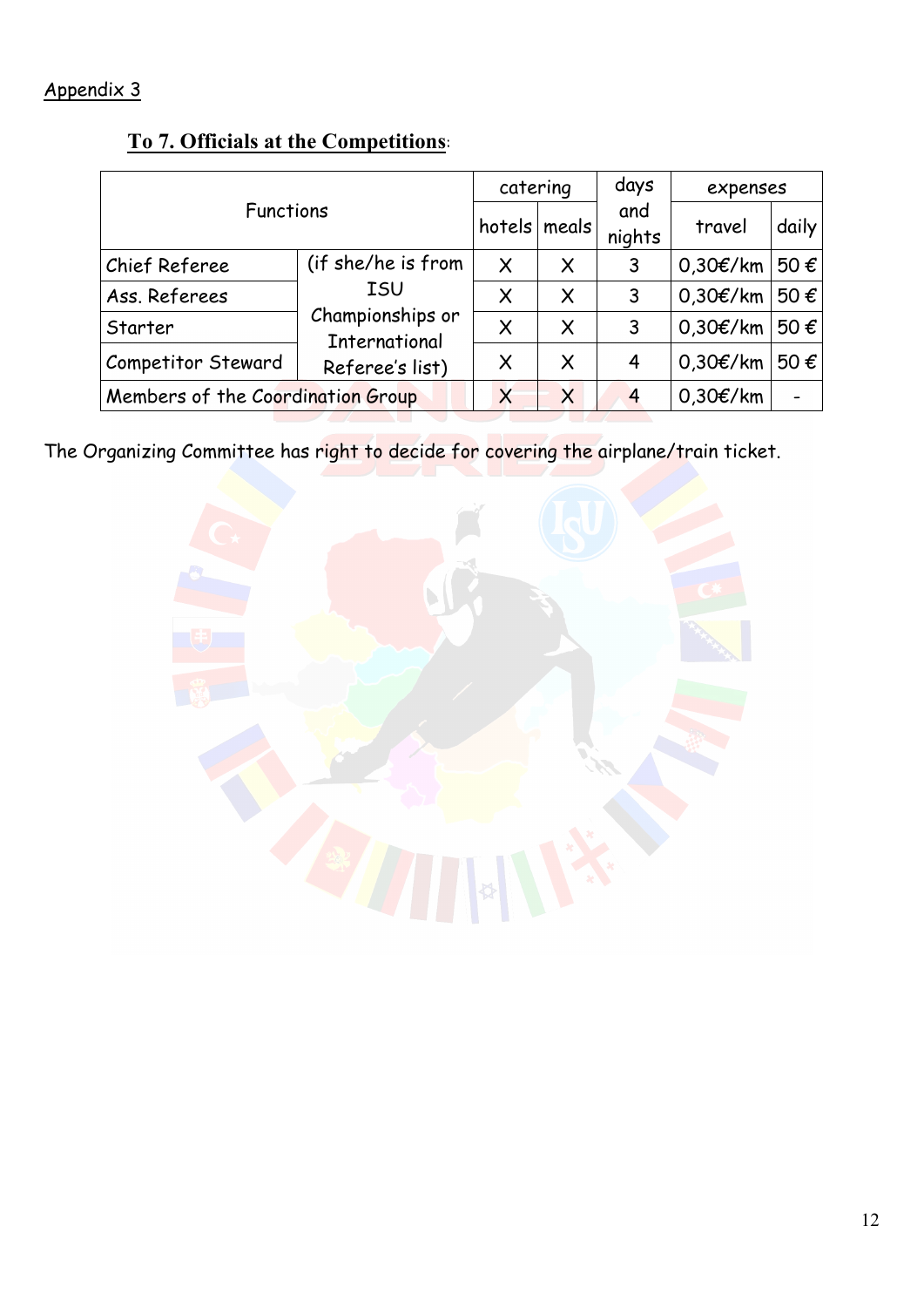Appendix 3

## To 7. Officials at the Competitions:

| Functions | | catering | | days and nights | expenses | |
|---|---|---|---|---|---|---|
| | | hotels | meals | | travel | daily |
| Chief Referee | (if she/he is from ISU Championships or International Referee's list) | X | X | 3 | 0,30€/km | 50 € |
| Ass. Referees | | X | X | 3 | 0,30€/km | 50 € |
| Starter | | X | X | 3 | 0,30€/km | 50 € |
| Competitor Steward | | X | X | 4 | 0,30€/km | 50 € |
| Members of the Coordination Group | | X | X | 4 | 0,30€/km | - |

The Organizing Committee has right to decide for covering the airplane/train ticket.